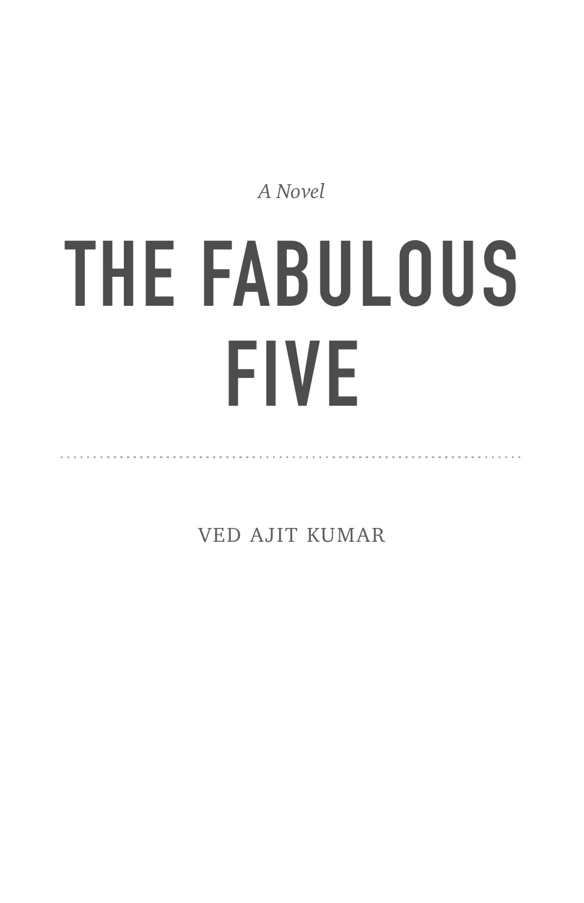*A Novel*

# THE FABULOUS FIVE

VED AJIT KUMAR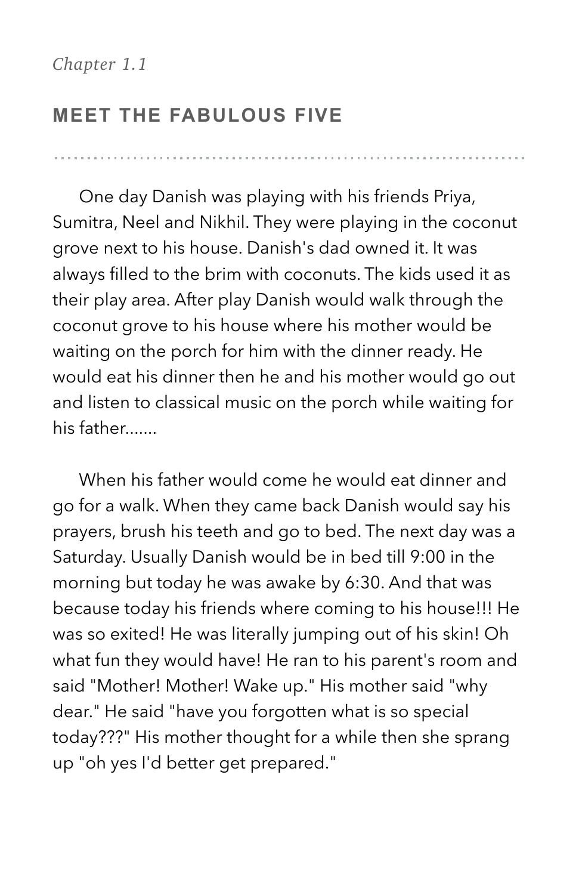*Chapter 1.1*

## MEET THE FABULOUS FIVE

One day Danish was playing with his friends Priya, Sumitra, Neel and Nikhil. They were playing in the coconut grove next to his house. Danish's dad owned it. It was always filled to the brim with coconuts. The kids used it as their play area. After play Danish would walk through the coconut grove to his house where his mother would be waiting on the porch for him with the dinner ready. He would eat his dinner then he and his mother would go out and listen to classical music on the porch while waiting for his father.......

When his father would come he would eat dinner and go for a walk. When they came back Danish would say his prayers, brush his teeth and go to bed. The next day was a Saturday. Usually Danish would be in bed till 9:00 in the morning but today he was awake by 6:30. And that was because today his friends where coming to his house!!! He was so exited! He was literally jumping out of his skin! Oh what fun they would have! He ran to his parent's room and said "Mother! Mother! Wake up." His mother said "why dear." He said "have you forgotten what is so special today???" His mother thought for a while then she sprang up "oh yes I'd better get prepared."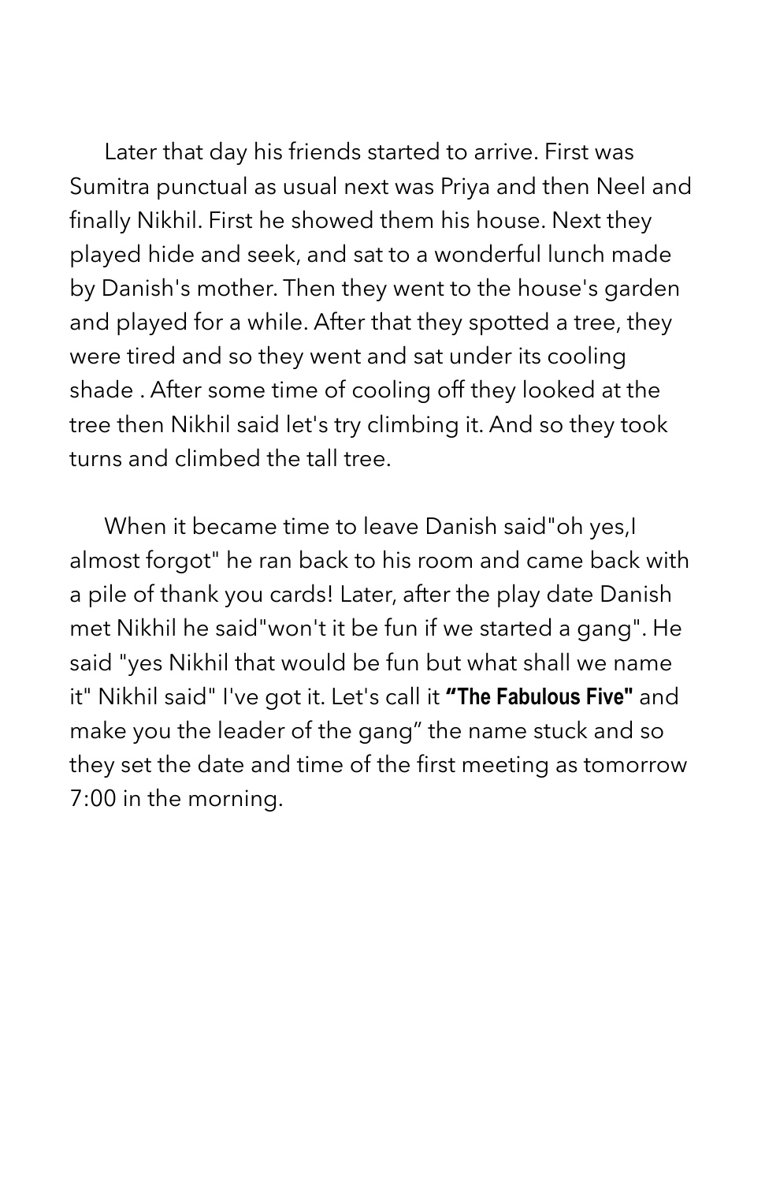Later that day his friends started to arrive. First was Sumitra punctual as usual next was Priya and then Neel and finally Nikhil. First he showed them his house. Next they played hide and seek, and sat to a wonderful lunch made by Danish's mother. Then they went to the house's garden and played for a while. After that they spotted a tree, they were tired and so they went and sat under its cooling shade . After some time of cooling off they looked at the tree then Nikhil said let's try climbing it. And so they took turns and climbed the tall tree.

When it became time to leave Danish said"oh yes,I almost forgot" he ran back to his room and came back with a pile of thank you cards! Later, after the play date Danish met Nikhil he said"won't it be fun if we started a gang". He said "yes Nikhil that would be fun but what shall we name it" Nikhil said" I've got it. Let's call it **"The Fabulous Five"** and make you the leader of the gang" the name stuck and so they set the date and time of the first meeting as tomorrow 7:00 in the morning.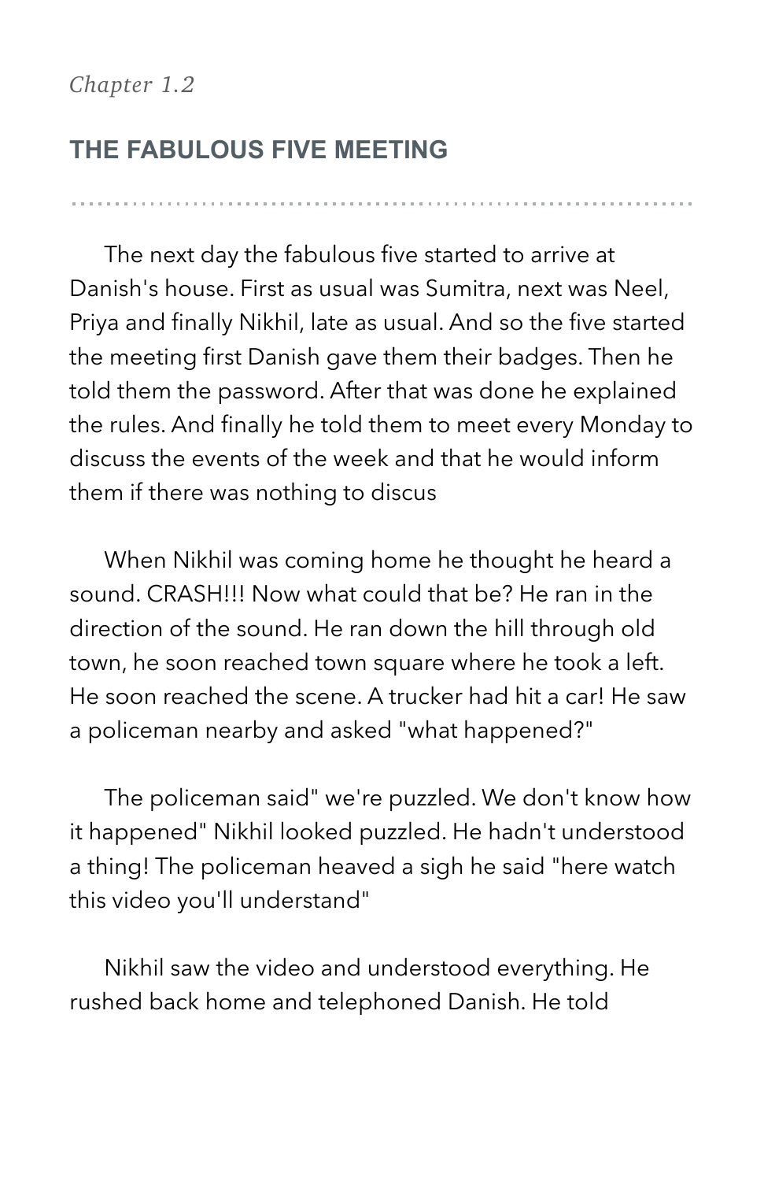*Chapter 1.2*

## THE FABULOUS FIVE MEETING

The next day the fabulous five started to arrive at Danish's house. First as usual was Sumitra, next was Neel, Priya and finally Nikhil, late as usual. And so the five started the meeting first Danish gave them their badges. Then he told them the password. After that was done he explained the rules. And finally he told them to meet every Monday to discuss the events of the week and that he would inform them if there was nothing to discus

When Nikhil was coming home he thought he heard a sound. CRASH!!! Now what could that be? He ran in the direction of the sound. He ran down the hill through old town, he soon reached town square where he took a left. He soon reached the scene. A trucker had hit a car! He saw a policeman nearby and asked "what happened?"

The policeman said" we're puzzled. We don't know how it happened" Nikhil looked puzzled. He hadn't understood a thing! The policeman heaved a sigh he said "here watch this video you'll understand"

Nikhil saw the video and understood everything. He rushed back home and telephoned Danish. He told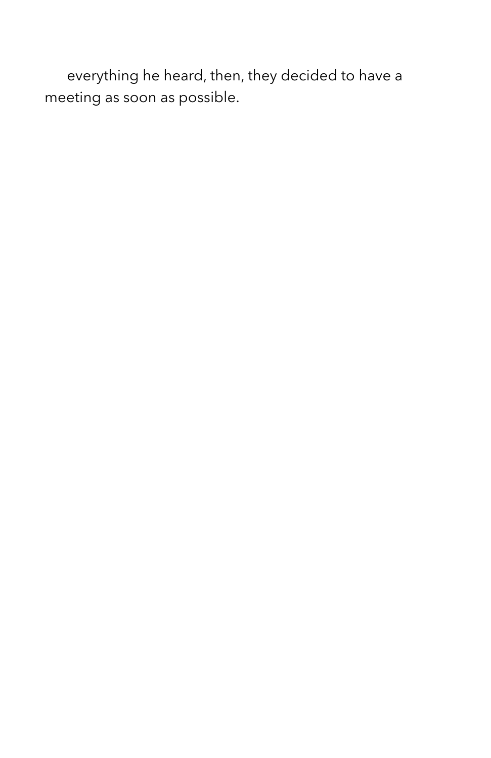everything he heard, then, they decided to have a meeting as soon as possible.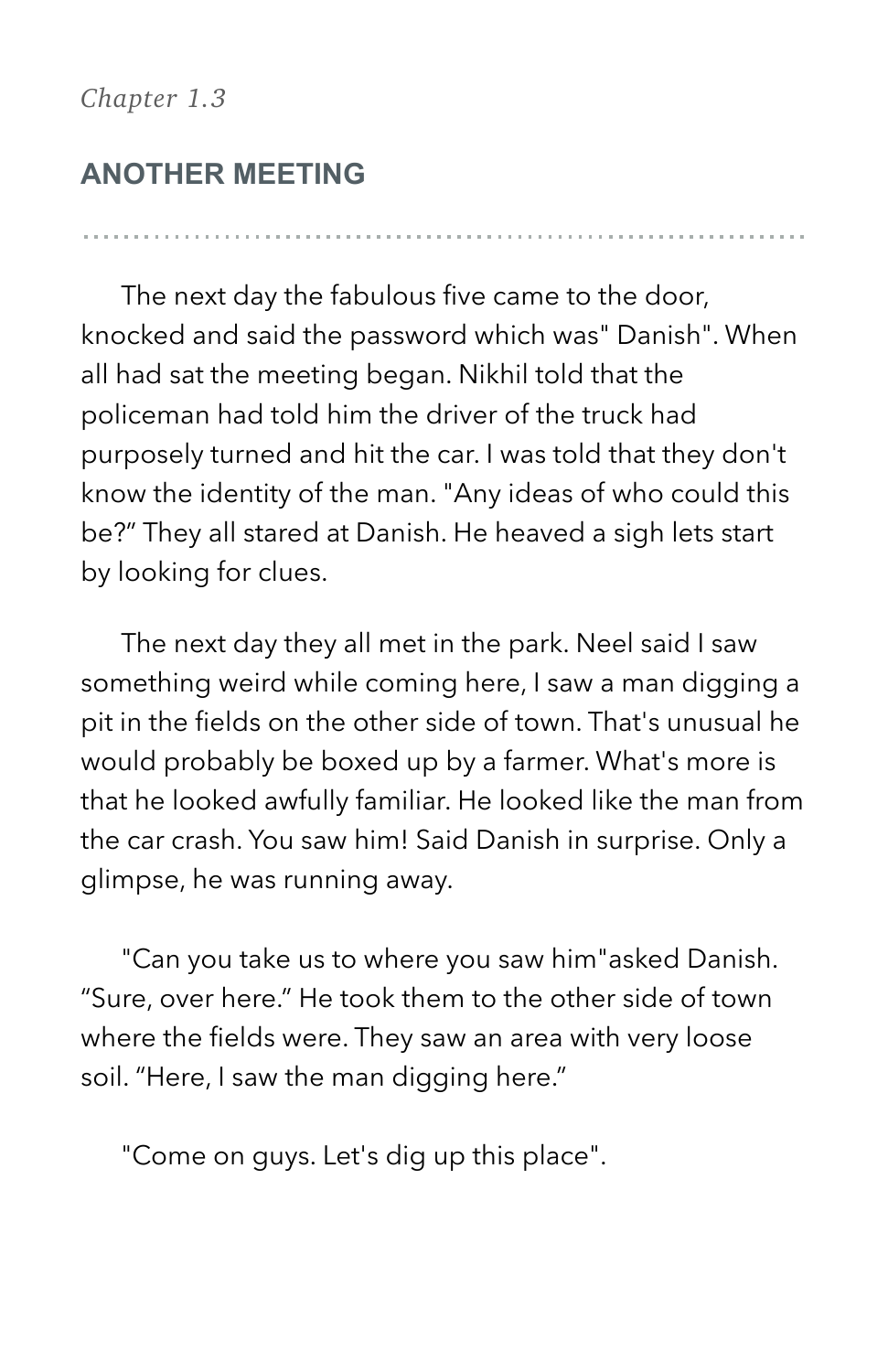*Chapter 1.3*

## ANOTHER MEETING

---

The next day the fabulous five came to the door, knocked and said the password which was" Danish". When all had sat the meeting began. Nikhil told that the policeman had told him the driver of the truck had purposely turned and hit the car. I was told that they don't know the identity of the man. "Any ideas of who could this be?" They all stared at Danish. He heaved a sigh lets start by looking for clues.

The next day they all met in the park. Neel said I saw something weird while coming here, I saw a man digging a pit in the fields on the other side of town. That's unusual he would probably be boxed up by a farmer. What's more is that he looked awfully familiar. He looked like the man from the car crash. You saw him! Said Danish in surprise. Only a glimpse, he was running away.

"Can you take us to where you saw him"asked Danish. "Sure, over here." He took them to the other side of town where the fields were. They saw an area with very loose soil. "Here, I saw the man digging here."

"Come on guys. Let's dig up this place".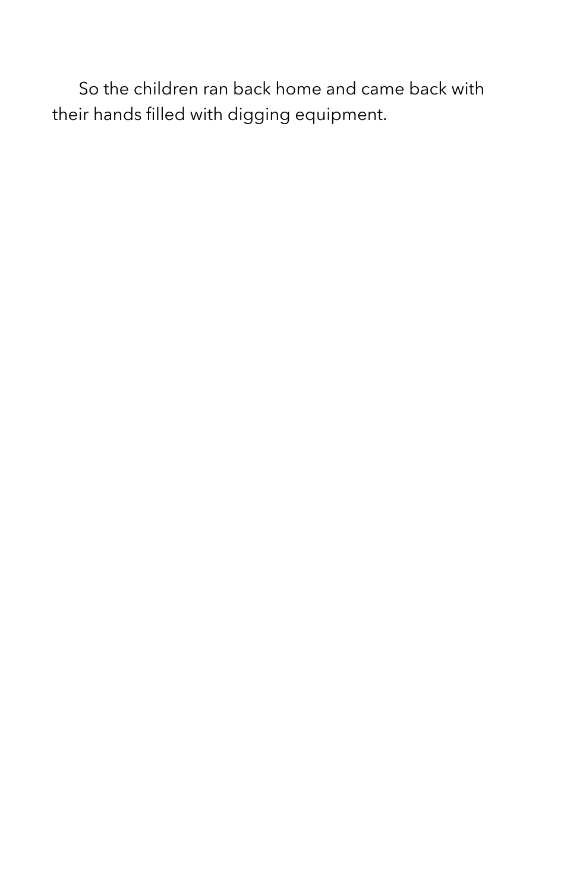So the children ran back home and came back with their hands filled with digging equipment.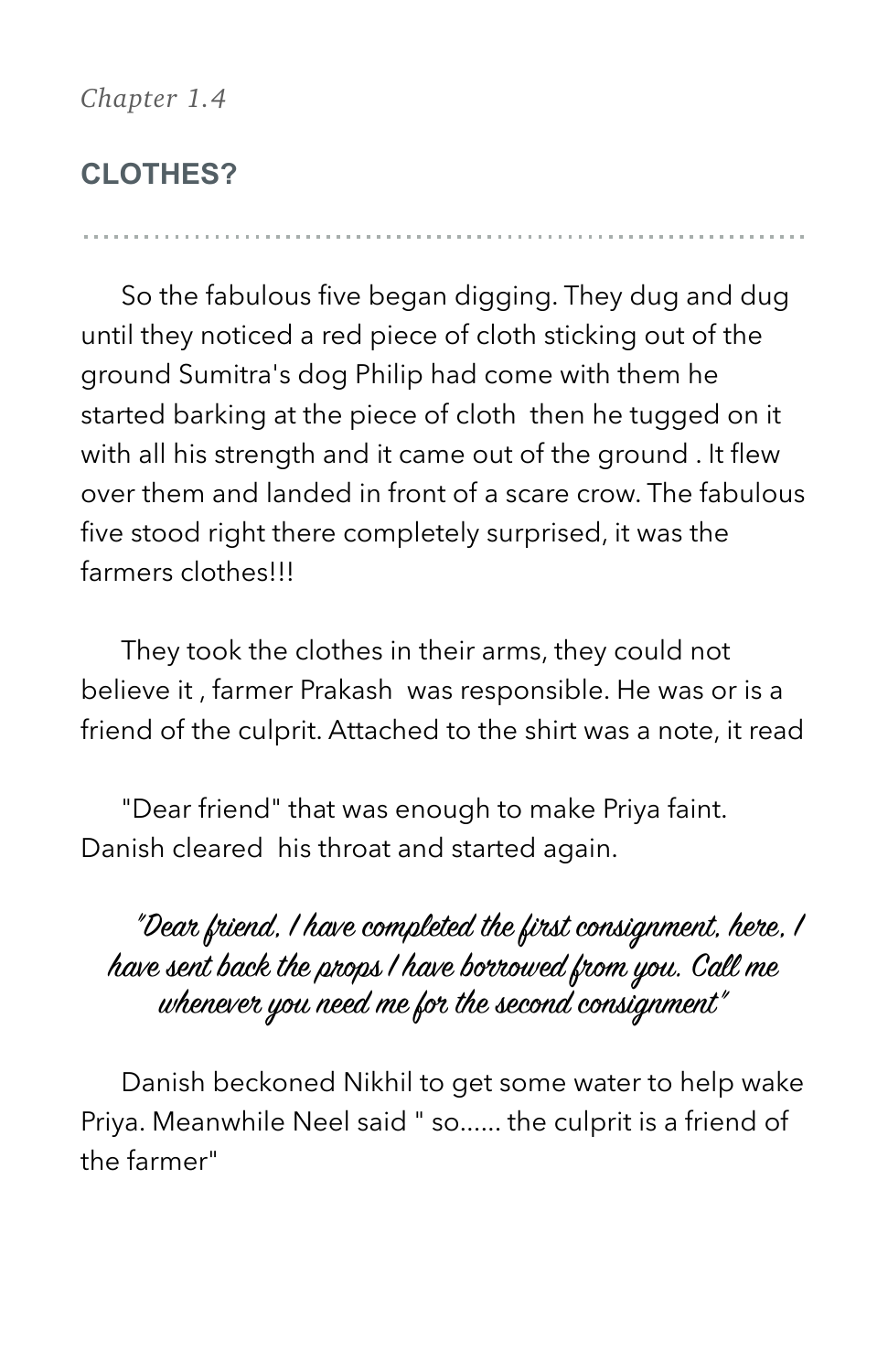*Chapter 1.4*

## CLOTHES?

So the fabulous five began digging. They dug and dug until they noticed a red piece of cloth sticking out of the ground Sumitra's dog Philip had come with them he started barking at the piece of cloth  then he tugged on it with all his strength and it came out of the ground . It flew over them and landed in front of a scare crow. The fabulous five stood right there completely surprised, it was the farmers clothes!!!

They took the clothes in their arms, they could not believe it , farmer Prakash  was responsible. He was or is a friend of the culprit. Attached to the shirt was a note, it read

"Dear friend" that was enough to make Priya faint. Danish cleared  his throat and started again.

*"Dear friend, I have completed the first consignment, here, I have sent back the props I have borrowed from you. Call me whenever you need me for the second consignment"*

Danish beckoned Nikhil to get some water to help wake Priya. Meanwhile Neel said " so...... the culprit is a friend of the farmer"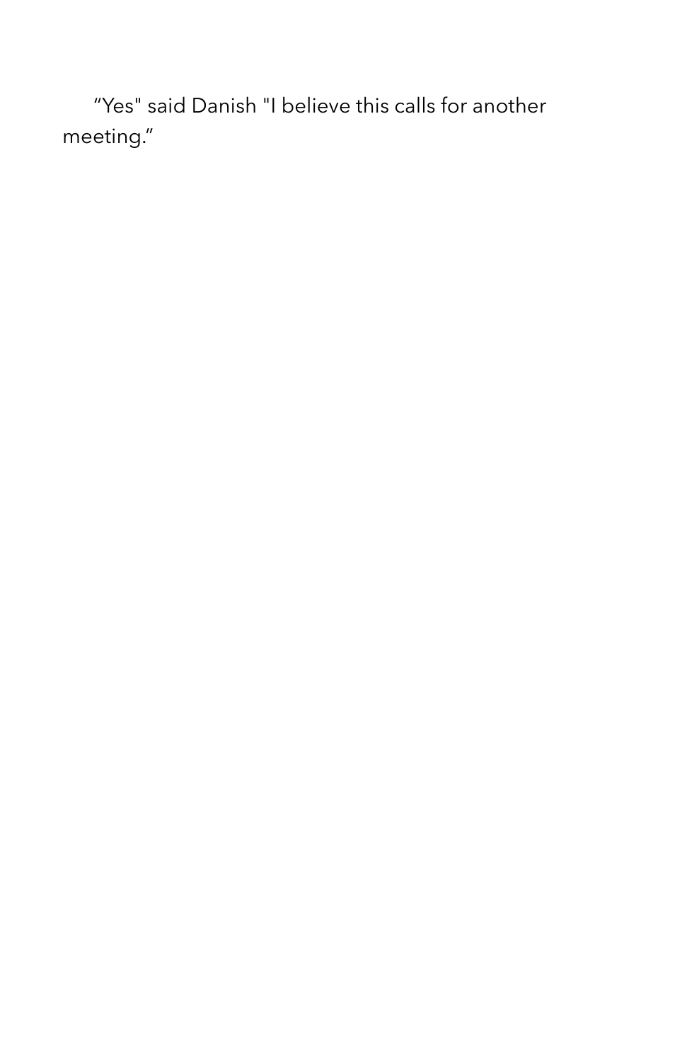“Yes" said Danish "I believe this calls for another meeting.”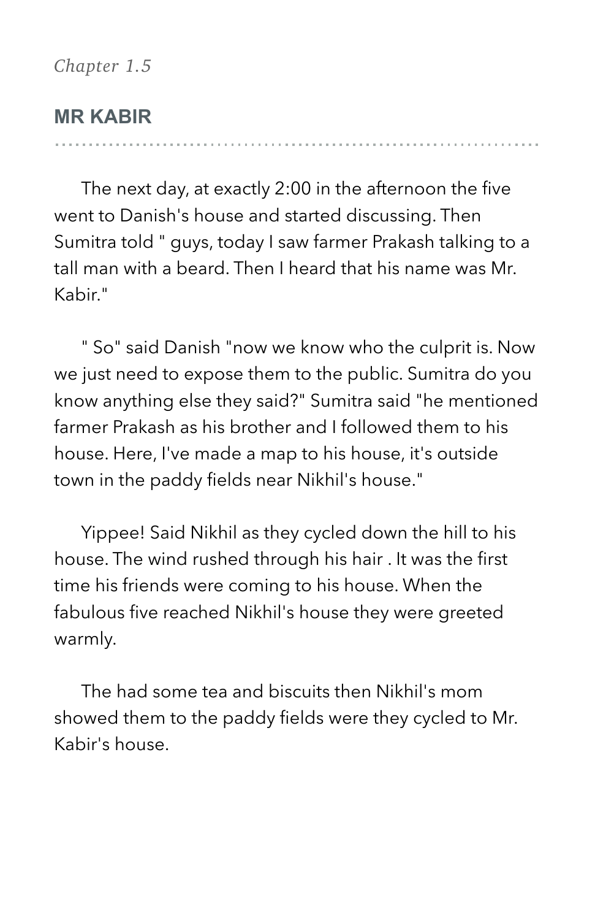*Chapter 1.5*

## MR KABIR

The next day, at exactly 2:00 in the afternoon the five went to Danish's house and started discussing. Then Sumitra told " guys, today I saw farmer Prakash talking to a tall man with a beard. Then I heard that his name was Mr. Kabir."

" So" said Danish "now we know who the culprit is. Now we just need to expose them to the public. Sumitra do you know anything else they said?" Sumitra said "he mentioned farmer Prakash as his brother and I followed them to his house. Here, I've made a map to his house, it's outside town in the paddy fields near Nikhil's house."

Yippee! Said Nikhil as they cycled down the hill to his house. The wind rushed through his hair . It was the first time his friends were coming to his house. When the fabulous five reached Nikhil's house they were greeted warmly.

The had some tea and biscuits then Nikhil's mom showed them to the paddy fields were they cycled to Mr. Kabir's house.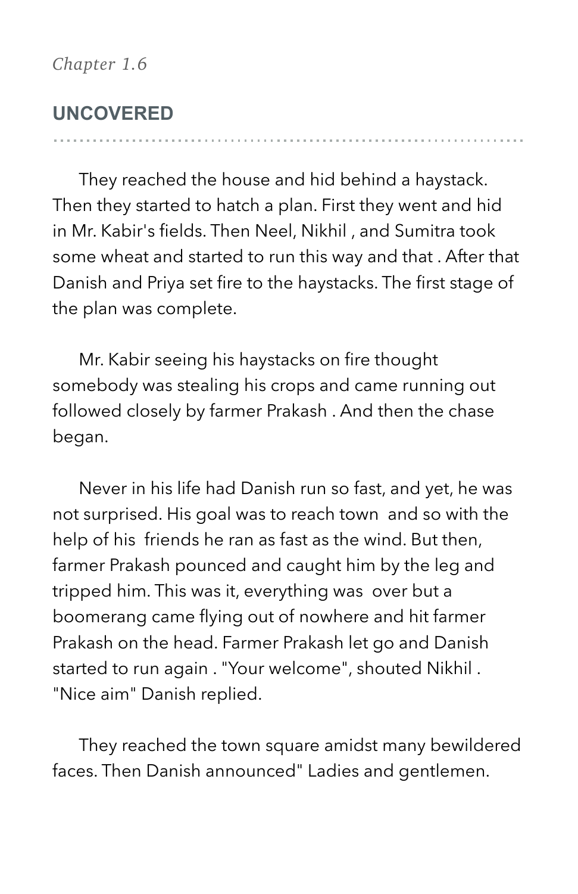*Chapter 1.6*

## UNCOVERED

They reached the house and hid behind a haystack. Then they started to hatch a plan. First they went and hid in Mr. Kabir's fields. Then Neel, Nikhil , and Sumitra took some wheat and started to run this way and that . After that Danish and Priya set fire to the haystacks. The first stage of the plan was complete.

Mr. Kabir seeing his haystacks on fire thought somebody was stealing his crops and came running out followed closely by farmer Prakash . And then the chase began.

Never in his life had Danish run so fast, and yet, he was not surprised. His goal was to reach town and so with the help of his friends he ran as fast as the wind. But then, farmer Prakash pounced and caught him by the leg and tripped him. This was it, everything was over but a boomerang came flying out of nowhere and hit farmer Prakash on the head. Farmer Prakash let go and Danish started to run again . "Your welcome", shouted Nikhil . "Nice aim" Danish replied.

They reached the town square amidst many bewildered faces. Then Danish announced" Ladies and gentlemen.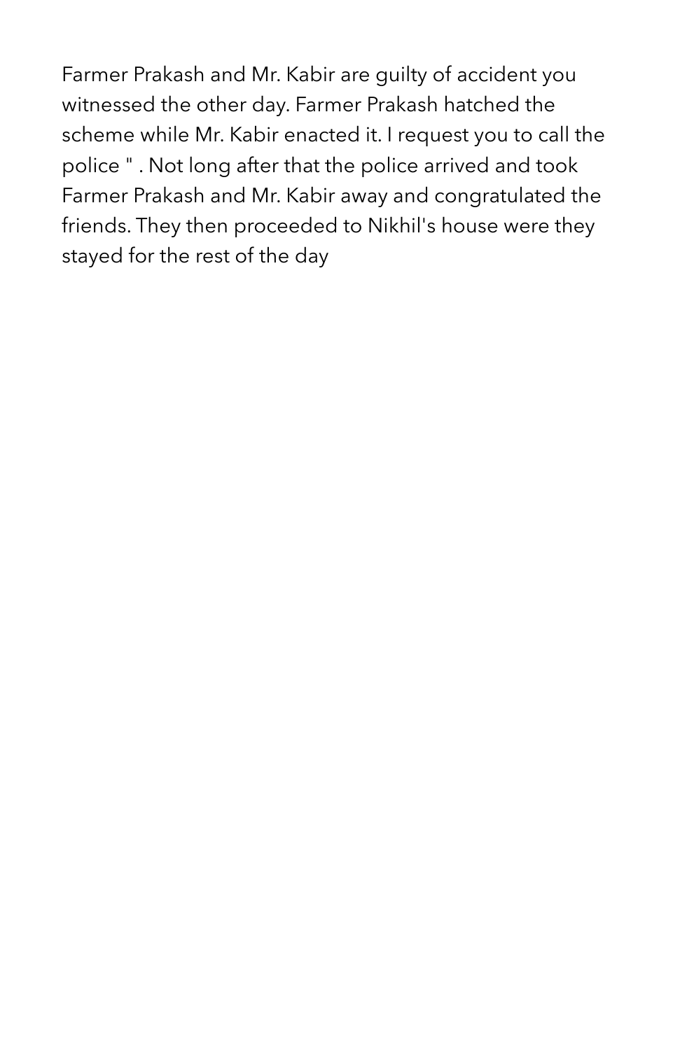Farmer Prakash and Mr. Kabir are guilty of accident you witnessed the other day. Farmer Prakash hatched the scheme while Mr. Kabir enacted it. I request you to call the police " . Not long after that the police arrived and took Farmer Prakash and Mr. Kabir away and congratulated the friends. They then proceeded to Nikhil's house were they stayed for the rest of the day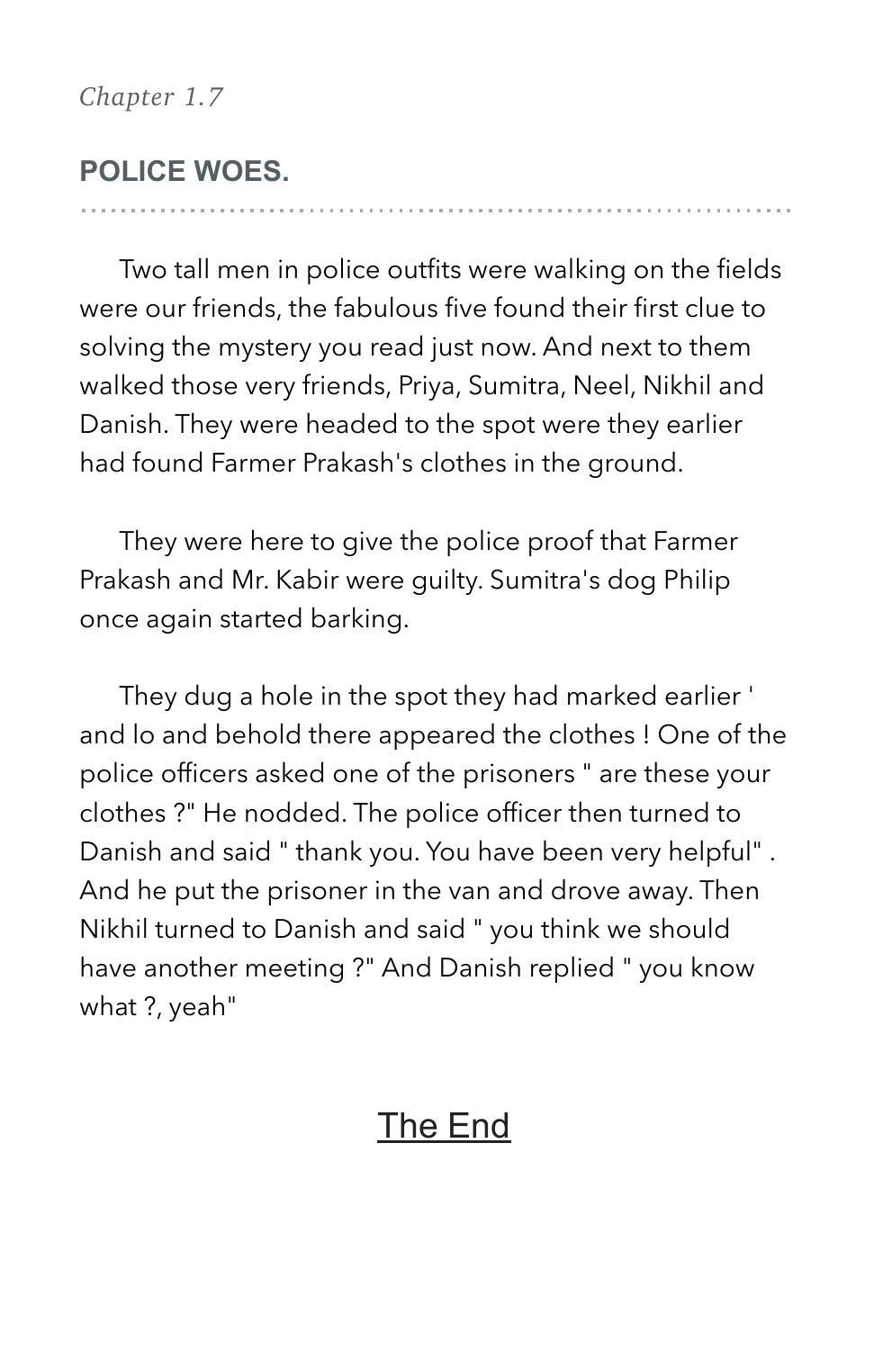*Chapter 1.7*

## POLICE WOES.

Two tall men in police outfits were walking on the fields were our friends, the fabulous five found their first clue to solving the mystery you read just now. And next to them walked those very friends, Priya, Sumitra, Neel, Nikhil and Danish. They were headed to the spot were they earlier had found Farmer Prakash's clothes in the ground.

They were here to give the police proof that Farmer Prakash and Mr. Kabir were guilty. Sumitra's dog Philip once again started barking.

They dug a hole in the spot they had marked earlier ' and lo and behold there appeared the clothes ! One of the police officers asked one of the prisoners " are these your clothes ?" He nodded. The police officer then turned to Danish and said " thank you. You have been very helpful" . And he put the prisoner in the van and drove away. Then Nikhil turned to Danish and said " you think we should have another meeting ?" And Danish replied " you know what ?, yeah"

<u>The End</u>